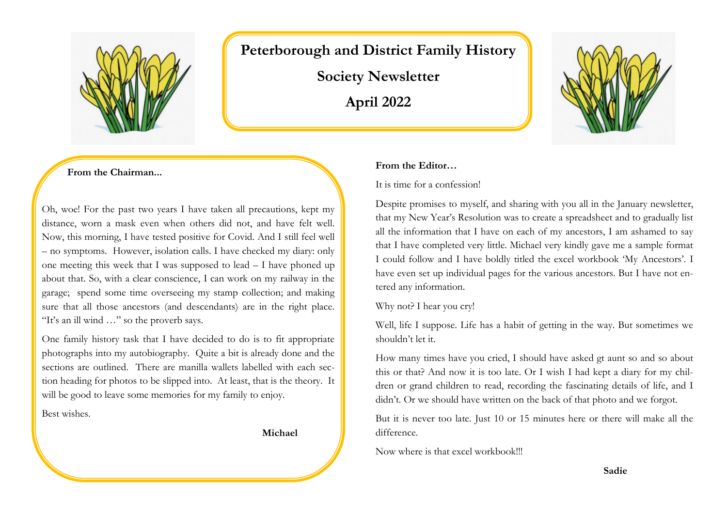# Peterborough and District Family History Society Newsletter

## April 2022

**From the Chairman...**

Oh, woe! For the past two years I have taken all precautions, kept my distance, worn a mask even when others did not, and have felt well. Now, this morning, I have tested positive for Covid. And I still feel well – no symptoms. However, isolation calls. I have checked my diary: only one meeting this week that I was supposed to lead – I have phoned up about that. So, with a clear conscience, I can work on my railway in the garage; spend some time overseeing my stamp collection; and making sure that all those ancestors (and descendants) are in the right place. "It's an ill wind …" so the proverb says.

One family history task that I have decided to do is to fit appropriate photographs into my autobiography. Quite a bit is already done and the sections are outlined. There are manilla wallets labelled with each section heading for photos to be slipped into. At least, that is the theory. It will be good to leave some memories for my family to enjoy.

Best wishes.

**Michael**

**From the Editor…**

It is time for a confession!

Despite promises to myself, and sharing with you all in the January newsletter, that my New Year's Resolution was to create a spreadsheet and to gradually list all the information that I have on each of my ancestors, I am ashamed to say that I have completed very little. Michael very kindly gave me a sample format I could follow and I have boldly titled the excel workbook 'My Ancestors'. I have even set up individual pages for the various ancestors. But I have not entered any information.

Why not? I hear you cry!

Well, life I suppose. Life has a habit of getting in the way. But sometimes we shouldn't let it.

How many times have you cried, I should have asked gt aunt so and so about this or that? And now it is too late. Or I wish I had kept a diary for my children or grand children to read, recording the fascinating details of life, and I didn't. Or we should have written on the back of that photo and we forgot.

But it is never too late. Just 10 or 15 minutes here or there will make all the difference.

Now where is that excel workbook!!!

**Sadie**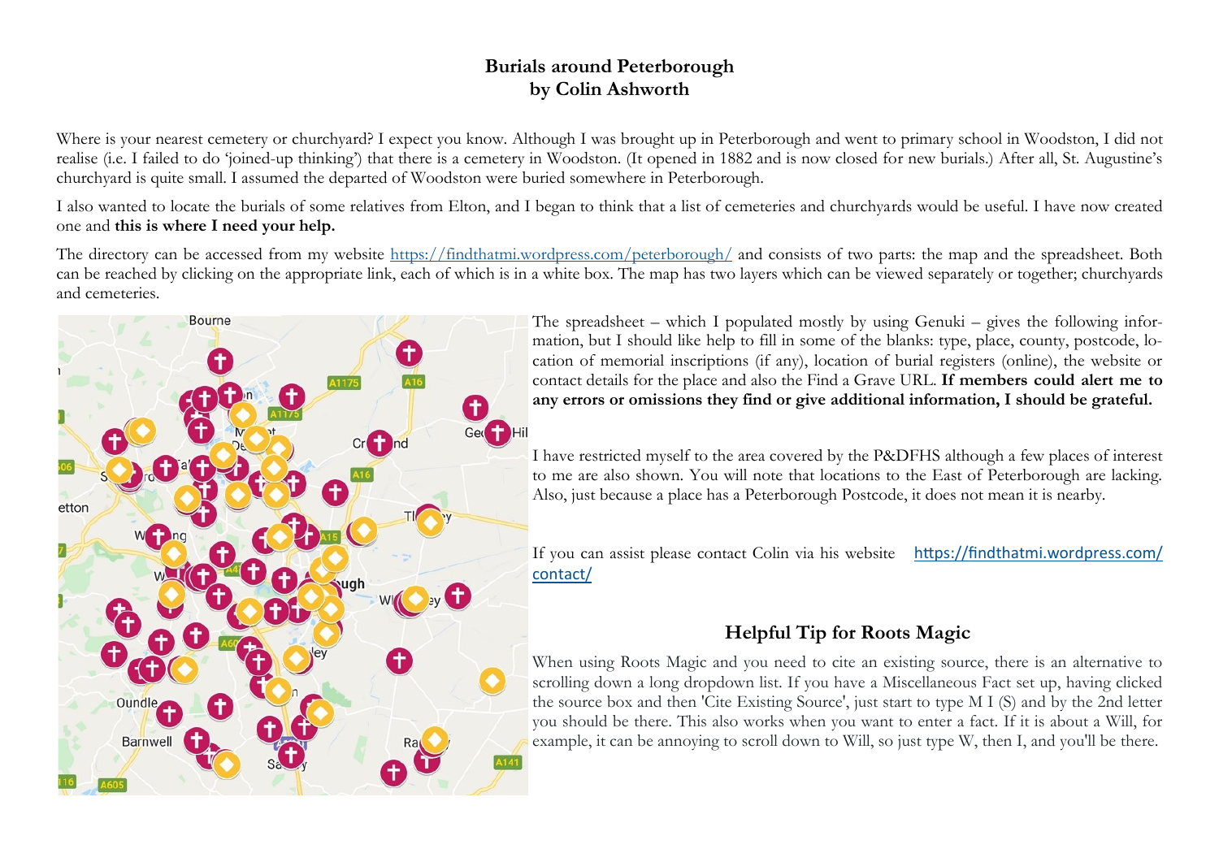# Burials around Peterborough
## by Colin Ashworth

Where is your nearest cemetery or churchyard? I expect you know. Although I was brought up in Peterborough and went to primary school in Woodston, I did not realise (i.e. I failed to do 'joined-up thinking') that there is a cemetery in Woodston. (It opened in 1882 and is now closed for new burials.) After all, St. Augustine's churchyard is quite small. I assumed the departed of Woodston were buried somewhere in Peterborough.

I also wanted to locate the burials of some relatives from Elton, and I began to think that a list of cemeteries and churchyards would be useful. I have now created one and **this is where I need your help.**

The directory can be accessed from my website https://findthatmi.wordpress.com/peterborough/ and consists of two parts: the map and the spreadsheet. Both can be reached by clicking on the appropriate link, each of which is in a white box. The map has two layers which can be viewed separately or together; churchyards and cemeteries.

The spreadsheet – which I populated mostly by using Genuki – gives the following information, but I should like help to fill in some of the blanks: type, place, county, postcode, location of memorial inscriptions (if any), location of burial registers (online), the website or contact details for the place and also the Find a Grave URL. **If members could alert me to any errors or omissions they find or give additional information, I should be grateful.**

I have restricted myself to the area covered by the P&DFHS although a few places of interest to me are also shown. You will note that locations to the East of Peterborough are lacking. Also, just because a place has a Peterborough Postcode, it does not mean it is nearby.

If you can assist please contact Colin via his website https://findthatmi.wordpress.com/contact/

## Helpful Tip for Roots Magic

When using Roots Magic and you need to cite an existing source, there is an alternative to scrolling down a long dropdown list. If you have a Miscellaneous Fact set up, having clicked the source box and then 'Cite Existing Source', just start to type M I (S) and by the 2nd letter you should be there. This also works when you want to enter a fact. If it is about a Will, for example, it can be annoying to scroll down to Will, so just type W, then I, and you'll be there.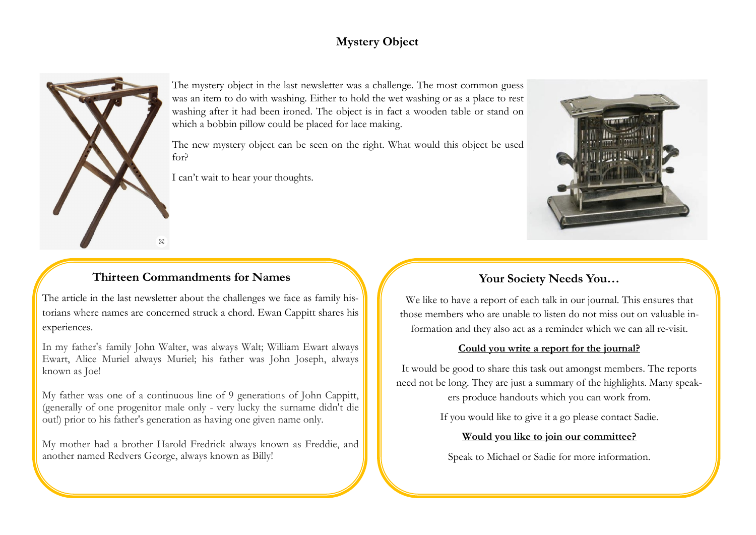## Mystery Object

The mystery object in the last newsletter was a challenge. The most common guess was an item to do with washing. Either to hold the wet washing or as a place to rest washing after it had been ironed. The object is in fact a wooden table or stand on which a bobbin pillow could be placed for lace making.

The new mystery object can be seen on the right. What would this object be used for?

I can't wait to hear your thoughts.

### Thirteen Commandments for Names

The article in the last newsletter about the challenges we face as family historians where names are concerned struck a chord. Ewan Cappitt shares his experiences.

In my father's family John Walter, was always Walt; William Ewart always Ewart, Alice Muriel always Muriel; his father was John Joseph, always known as Joe!

My father was one of a continuous line of 9 generations of John Cappitt, (generally of one progenitor male only - very lucky the surname didn't die out!) prior to his father's generation as having one given name only.

My mother had a brother Harold Fredrick always known as Freddie, and another named Redvers George, always known as Billy!

### Your Society Needs You…

We like to have a report of each talk in our journal. This ensures that those members who are unable to listen do not miss out on valuable information and they also act as a reminder which we can all re-visit.

**Could you write a report for the journal?**

It would be good to share this task out amongst members. The reports need not be long. They are just a summary of the highlights. Many speakers produce handouts which you can work from.

If you would like to give it a go please contact Sadie.

**Would you like to join our committee?**

Speak to Michael or Sadie for more information.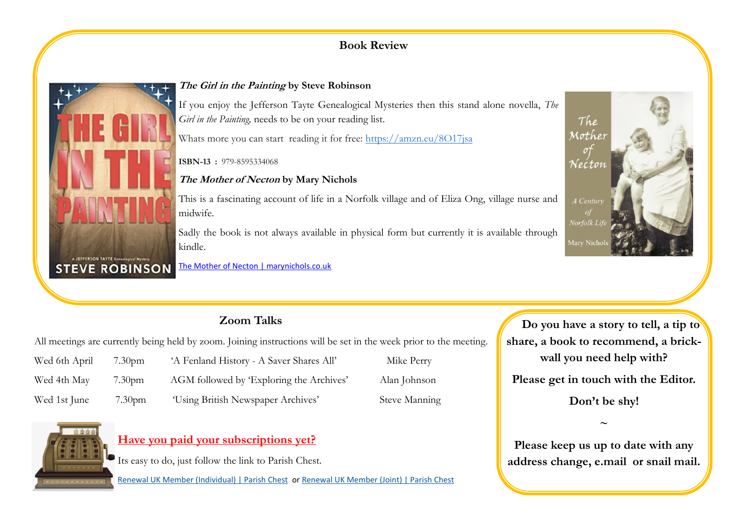## Book Review

***The Girl in the Painting*** **by Steve Robinson**

If you enjoy the Jefferson Tayte Genealogical Mysteries then this stand alone novella, *The Girl in the Painting,* needs to be on your reading list.

Whats more you can start reading it for free: https://amzn.eu/8O17jsa

**ISBN-13 :** 979-8595334068

***The Mother of Necton*** **by Mary Nichols**

This is a fascinating account of life in a Norfolk village and of Eliza Ong, village nurse and midwife.

Sadly the book is not always available in physical form but currently it is available through kindle.

The Mother of Necton | marynichols.co.uk

## Zoom Talks

All meetings are currently being held by zoom. Joining instructions will be set in the week prior to the meeting.

| | | | |
|---|---|---|---|
| Wed 6th April | 7.30pm | 'A Fenland History - A Saver Shares All' | Mike Perry |
| Wed 4th May | 7.30pm | AGM followed by 'Exploring the Archives' | Alan Johnson |
| Wed 1st June | 7.30pm | 'Using British Newspaper Archives' | Steve Manning |

### Have you paid your subscriptions yet?

Its easy to do, just follow the link to Parish Chest.

Renewal UK Member (Individual) | Parish Chest or Renewal UK Member (Joint) | Parish Chest

**Do you have a story to tell, a tip to share, a book to recommend, a brick-wall you need help with?**

**Please get in touch with the Editor.**

**Don't be shy!**

~

**Please keep us up to date with any address change, e.mail or snail mail.**